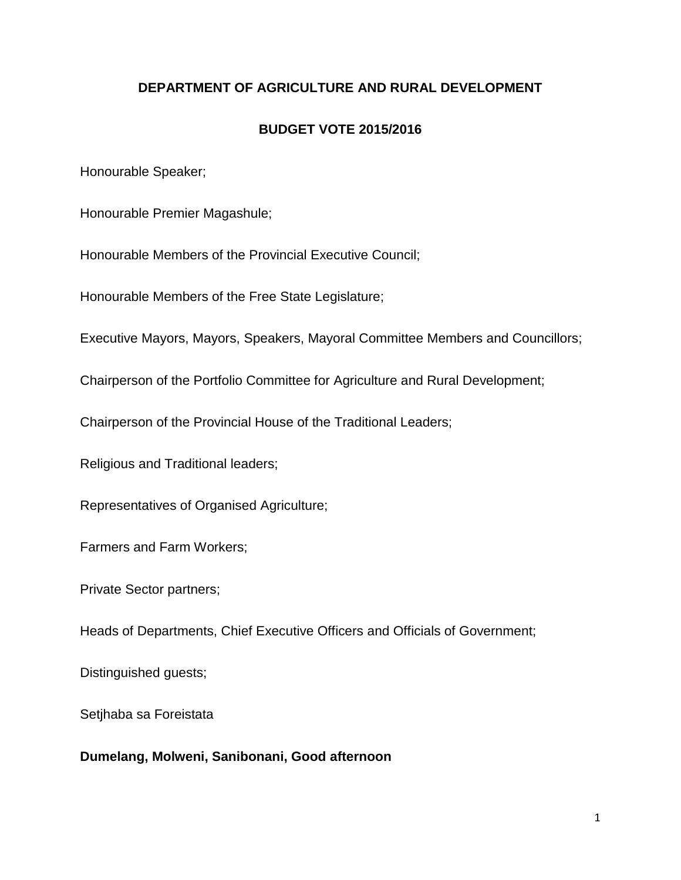# DEPARTMENT OF AGRICULTURE AND RURAL DEVELOPMENT

## BUDGET VOTE 2015/2016

Honourable Speaker;

Honourable Premier Magashule;

Honourable Members of the Provincial Executive Council;

Honourable Members of the Free State Legislature;

Executive Mayors, Mayors, Speakers, Mayoral Committee Members and Councillors;

Chairperson of the Portfolio Committee for Agriculture and Rural Development;

Chairperson of the Provincial House of the Traditional Leaders;

Religious and Traditional leaders;

Representatives of Organised Agriculture;

Farmers and Farm Workers;

Private Sector partners;

Heads of Departments, Chief Executive Officers and Officials of Government;

Distinguished guests;

Setjhaba sa Foreistata

**Dumelang, Molweni, Sanibonani, Good afternoon**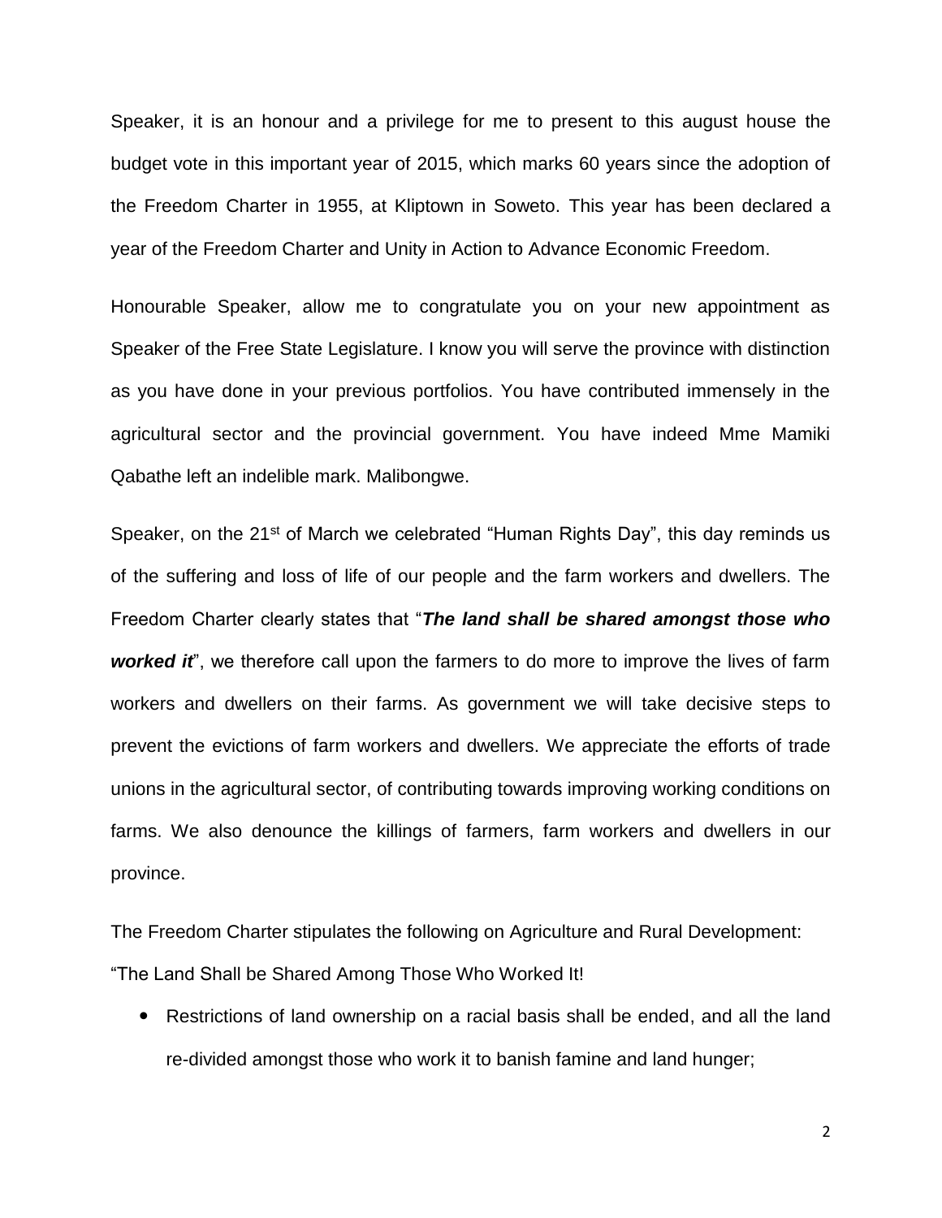Speaker, it is an honour and a privilege for me to present to this august house the budget vote in this important year of 2015, which marks 60 years since the adoption of the Freedom Charter in 1955, at Kliptown in Soweto. This year has been declared a year of the Freedom Charter and Unity in Action to Advance Economic Freedom.

Honourable Speaker, allow me to congratulate you on your new appointment as Speaker of the Free State Legislature. I know you will serve the province with distinction as you have done in your previous portfolios. You have contributed immensely in the agricultural sector and the provincial government. You have indeed Mme Mamiki Qabathe left an indelible mark. Malibongwe.

Speaker, on the 21st of March we celebrated "Human Rights Day", this day reminds us of the suffering and loss of life of our people and the farm workers and dwellers. The Freedom Charter clearly states that "***The land shall be shared amongst those who worked it***", we therefore call upon the farmers to do more to improve the lives of farm workers and dwellers on their farms. As government we will take decisive steps to prevent the evictions of farm workers and dwellers. We appreciate the efforts of trade unions in the agricultural sector, of contributing towards improving working conditions on farms. We also denounce the killings of farmers, farm workers and dwellers in our province.

The Freedom Charter stipulates the following on Agriculture and Rural Development:

"The Land Shall be Shared Among Those Who Worked It!

- Restrictions of land ownership on a racial basis shall be ended, and all the land re-divided amongst those who work it to banish famine and land hunger;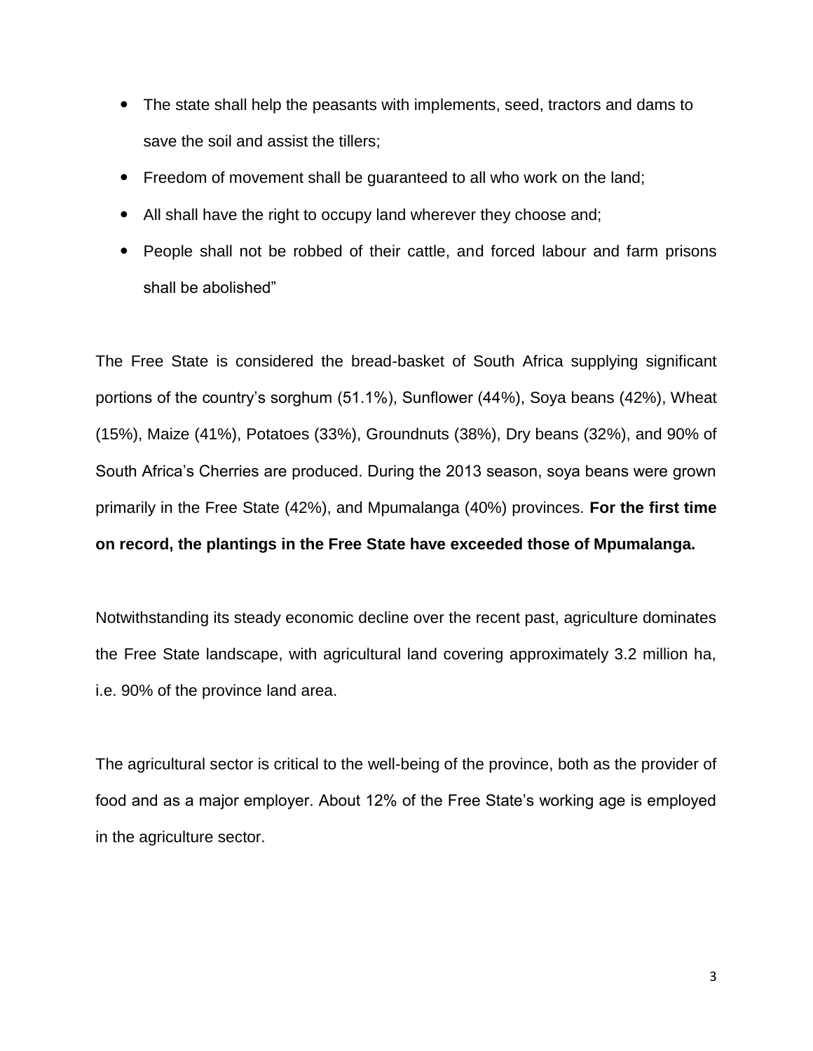- The state shall help the peasants with implements, seed, tractors and dams to save the soil and assist the tillers;
- Freedom of movement shall be guaranteed to all who work on the land;
- All shall have the right to occupy land wherever they choose and;
- People shall not be robbed of their cattle, and forced labour and farm prisons shall be abolished"

The Free State is considered the bread-basket of South Africa supplying significant portions of the country's sorghum (51.1%), Sunflower (44%), Soya beans (42%), Wheat (15%), Maize (41%), Potatoes (33%), Groundnuts (38%), Dry beans (32%), and 90% of South Africa's Cherries are produced. During the 2013 season, soya beans were grown primarily in the Free State (42%), and Mpumalanga (40%) provinces. **For the first time on record, the plantings in the Free State have exceeded those of Mpumalanga.**

Notwithstanding its steady economic decline over the recent past, agriculture dominates the Free State landscape, with agricultural land covering approximately 3.2 million ha, i.e. 90% of the province land area.

The agricultural sector is critical to the well-being of the province, both as the provider of food and as a major employer. About 12% of the Free State's working age is employed in the agriculture sector.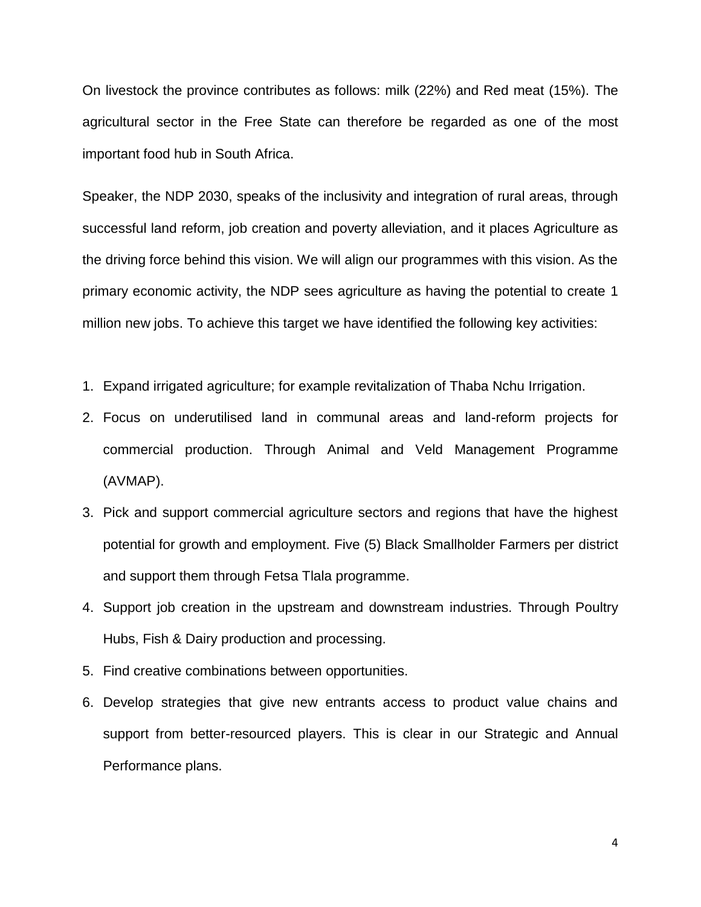On livestock the province contributes as follows: milk (22%) and Red meat (15%). The agricultural sector in the Free State can therefore be regarded as one of the most important food hub in South Africa.

Speaker, the NDP 2030, speaks of the inclusivity and integration of rural areas, through successful land reform, job creation and poverty alleviation, and it places Agriculture as the driving force behind this vision. We will align our programmes with this vision. As the primary economic activity, the NDP sees agriculture as having the potential to create 1 million new jobs. To achieve this target we have identified the following key activities:

1. Expand irrigated agriculture; for example revitalization of Thaba Nchu Irrigation.
2. Focus on underutilised land in communal areas and land-reform projects for commercial production. Through Animal and Veld Management Programme (AVMAP).
3. Pick and support commercial agriculture sectors and regions that have the highest potential for growth and employment. Five (5) Black Smallholder Farmers per district and support them through Fetsa Tlala programme.
4. Support job creation in the upstream and downstream industries. Through Poultry Hubs, Fish & Dairy production and processing.
5. Find creative combinations between opportunities.
6. Develop strategies that give new entrants access to product value chains and support from better-resourced players. This is clear in our Strategic and Annual Performance plans.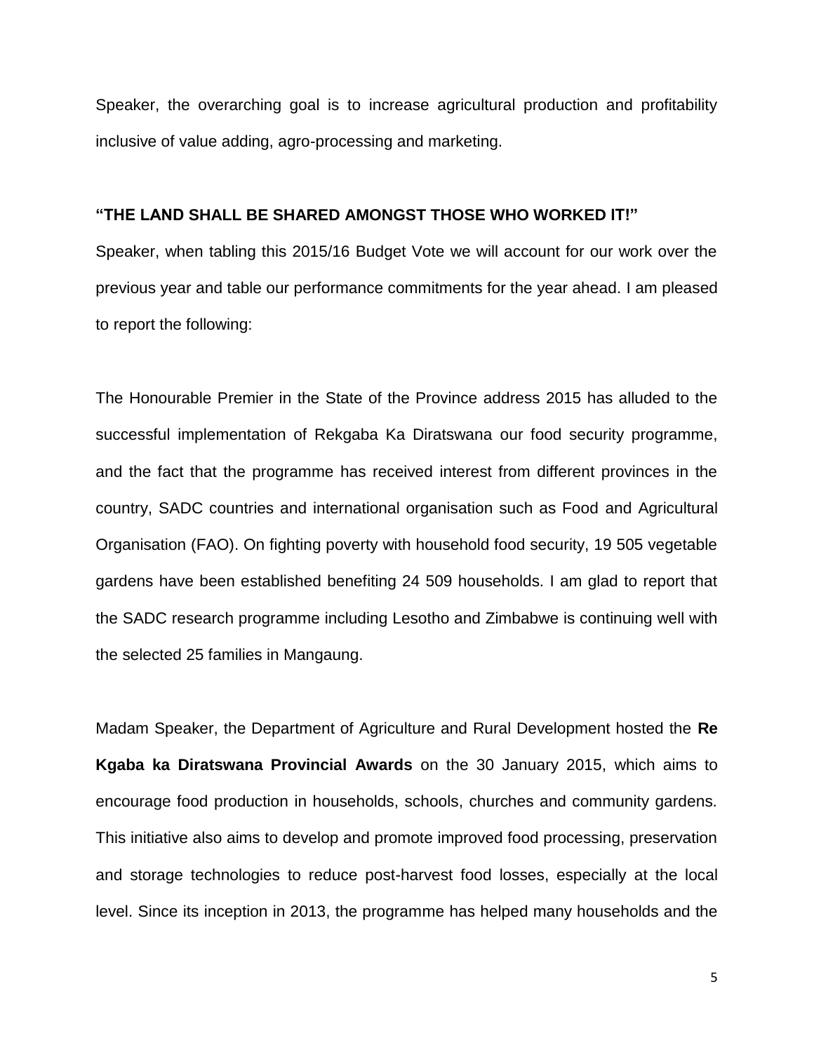Speaker, the overarching goal is to increase agricultural production and profitability inclusive of value adding, agro-processing and marketing.

**"THE LAND SHALL BE SHARED AMONGST THOSE WHO WORKED IT!"**

Speaker, when tabling this 2015/16 Budget Vote we will account for our work over the previous year and table our performance commitments for the year ahead. I am pleased to report the following:

The Honourable Premier in the State of the Province address 2015 has alluded to the successful implementation of Rekgaba Ka Diratswana our food security programme, and the fact that the programme has received interest from different provinces in the country, SADC countries and international organisation such as Food and Agricultural Organisation (FAO). On fighting poverty with household food security, 19 505 vegetable gardens have been established benefiting 24 509 households. I am glad to report that the SADC research programme including Lesotho and Zimbabwe is continuing well with the selected 25 families in Mangaung.

Madam Speaker, the Department of Agriculture and Rural Development hosted the **Re Kgaba ka Diratswana Provincial Awards** on the 30 January 2015, which aims to encourage food production in households, schools, churches and community gardens. This initiative also aims to develop and promote improved food processing, preservation and storage technologies to reduce post-harvest food losses, especially at the local level. Since its inception in 2013, the programme has helped many households and the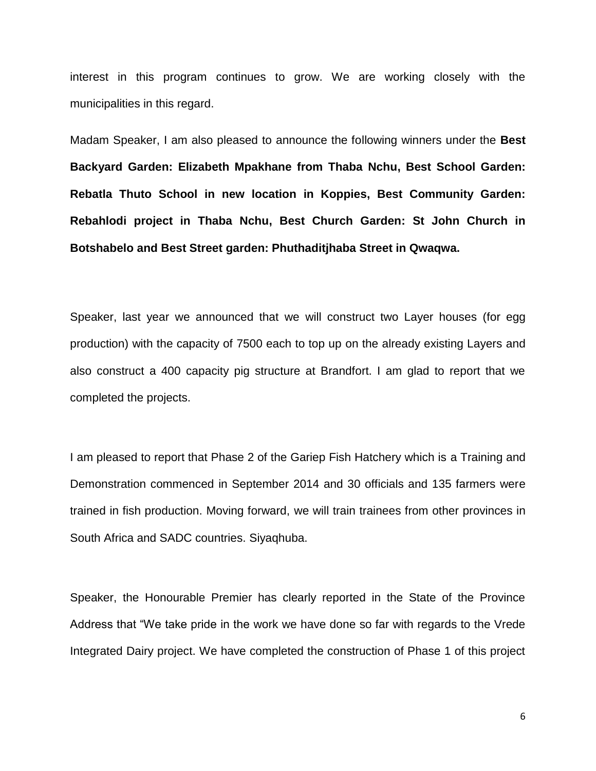interest in this program continues to grow. We are working closely with the municipalities in this regard.

Madam Speaker, I am also pleased to announce the following winners under the **Best Backyard Garden: Elizabeth Mpakhane from Thaba Nchu, Best School Garden: Rebatla Thuto School in new location in Koppies, Best Community Garden: Rebahlodi project in Thaba Nchu, Best Church Garden: St John Church in Botshabelo and Best Street garden: Phuthaditjhaba Street in Qwaqwa.**

Speaker, last year we announced that we will construct two Layer houses (for egg production) with the capacity of 7500 each to top up on the already existing Layers and also construct a 400 capacity pig structure at Brandfort. I am glad to report that we completed the projects.

I am pleased to report that Phase 2 of the Gariep Fish Hatchery which is a Training and Demonstration commenced in September 2014 and 30 officials and 135 farmers were trained in fish production. Moving forward, we will train trainees from other provinces in South Africa and SADC countries. Siyaqhuba.

Speaker, the Honourable Premier has clearly reported in the State of the Province Address that "We take pride in the work we have done so far with regards to the Vrede Integrated Dairy project. We have completed the construction of Phase 1 of this project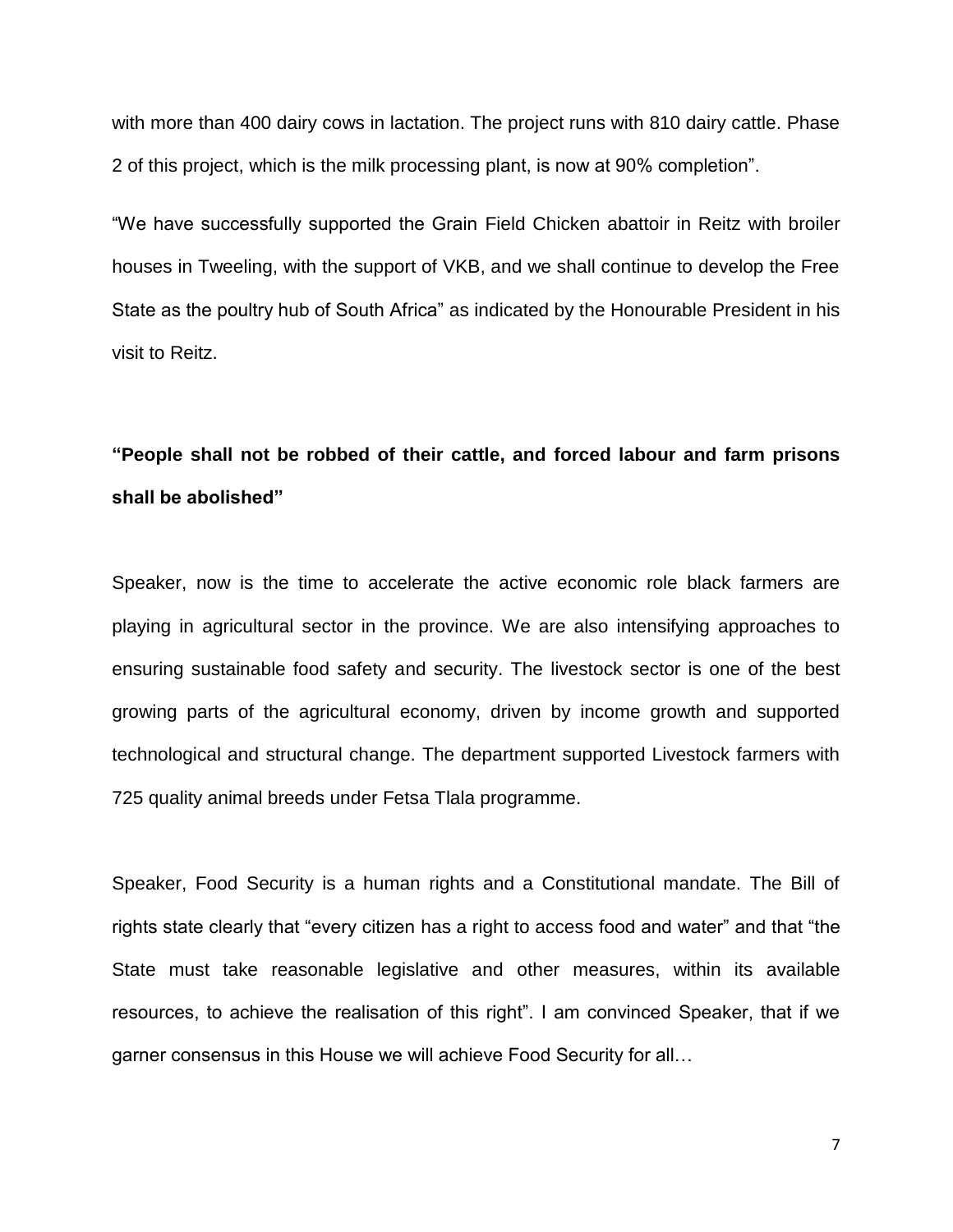with more than 400 dairy cows in lactation. The project runs with 810 dairy cattle. Phase 2 of this project, which is the milk processing plant, is now at 90% completion".

"We have successfully supported the Grain Field Chicken abattoir in Reitz with broiler houses in Tweeling, with the support of VKB, and we shall continue to develop the Free State as the poultry hub of South Africa" as indicated by the Honourable President in his visit to Reitz.

**"People shall not be robbed of their cattle, and forced labour and farm prisons shall be abolished"**

Speaker, now is the time to accelerate the active economic role black farmers are playing in agricultural sector in the province. We are also intensifying approaches to ensuring sustainable food safety and security. The livestock sector is one of the best growing parts of the agricultural economy, driven by income growth and supported technological and structural change. The department supported Livestock farmers with 725 quality animal breeds under Fetsa Tlala programme.

Speaker, Food Security is a human rights and a Constitutional mandate. The Bill of rights state clearly that "every citizen has a right to access food and water" and that "the State must take reasonable legislative and other measures, within its available resources, to achieve the realisation of this right". I am convinced Speaker, that if we garner consensus in this House we will achieve Food Security for all…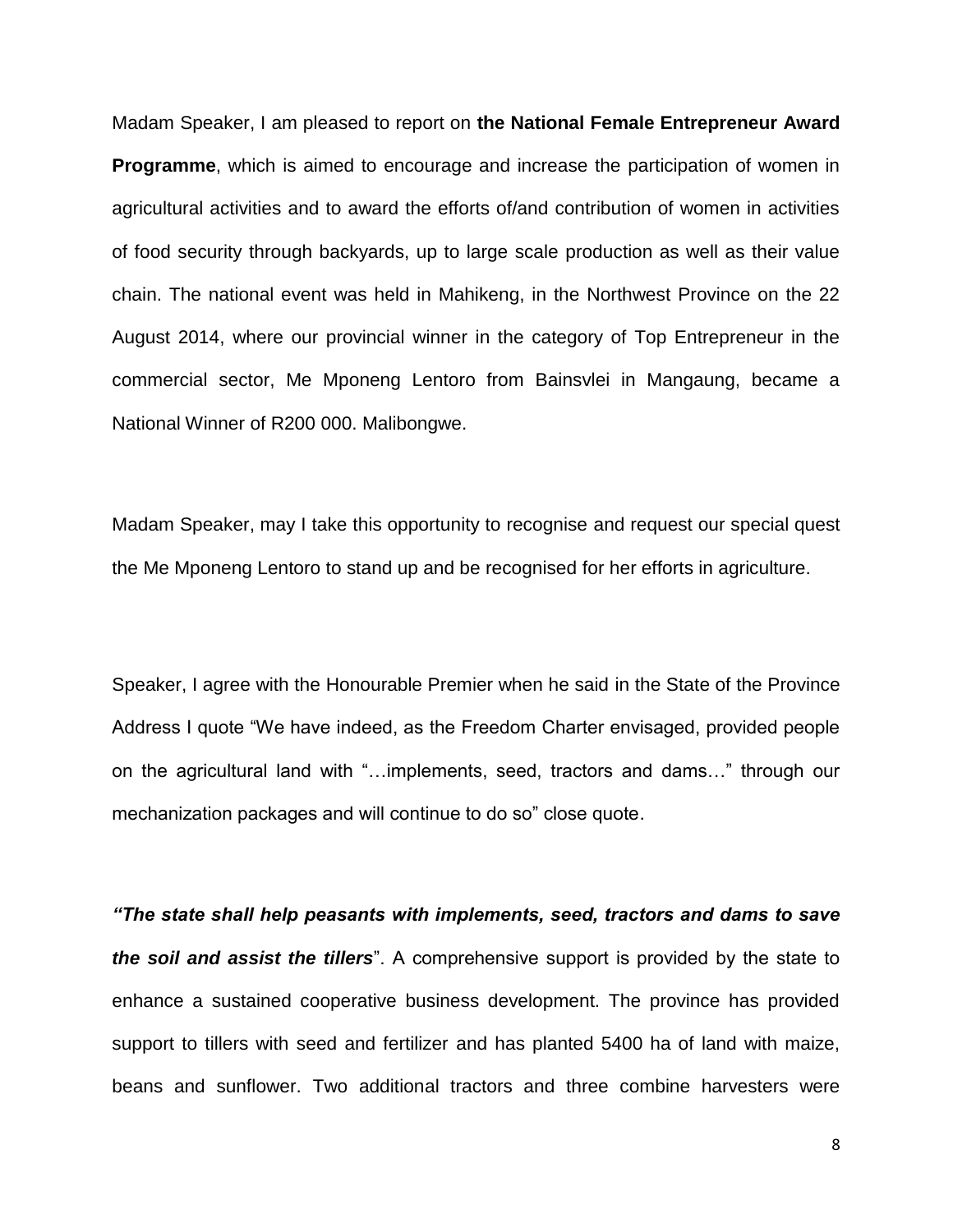Madam Speaker, I am pleased to report on **the National Female Entrepreneur Award Programme**, which is aimed to encourage and increase the participation of women in agricultural activities and to award the efforts of/and contribution of women in activities of food security through backyards, up to large scale production as well as their value chain. The national event was held in Mahikeng, in the Northwest Province on the 22 August 2014, where our provincial winner in the category of Top Entrepreneur in the commercial sector, Me Mponeng Lentoro from Bainsvlei in Mangaung, became a National Winner of R200 000. Malibongwe.

Madam Speaker, may I take this opportunity to recognise and request our special quest the Me Mponeng Lentoro to stand up and be recognised for her efforts in agriculture.

Speaker, I agree with the Honourable Premier when he said in the State of the Province Address I quote "We have indeed, as the Freedom Charter envisaged, provided people on the agricultural land with "…implements, seed, tractors and dams…" through our mechanization packages and will continue to do so" close quote.

***"The state shall help peasants with implements, seed, tractors and dams to save the soil and assist the tillers***". A comprehensive support is provided by the state to enhance a sustained cooperative business development. The province has provided support to tillers with seed and fertilizer and has planted 5400 ha of land with maize, beans and sunflower. Two additional tractors and three combine harvesters were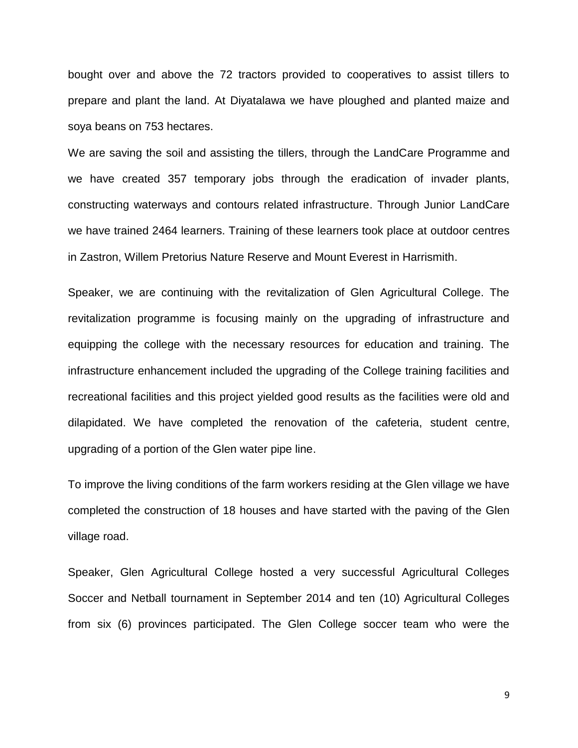bought over and above the 72 tractors provided to cooperatives to assist tillers to prepare and plant the land. At Diyatalawa we have ploughed and planted maize and soya beans on 753 hectares.

We are saving the soil and assisting the tillers, through the LandCare Programme and we have created 357 temporary jobs through the eradication of invader plants, constructing waterways and contours related infrastructure. Through Junior LandCare we have trained 2464 learners. Training of these learners took place at outdoor centres in Zastron, Willem Pretorius Nature Reserve and Mount Everest in Harrismith.

Speaker, we are continuing with the revitalization of Glen Agricultural College. The revitalization programme is focusing mainly on the upgrading of infrastructure and equipping the college with the necessary resources for education and training. The infrastructure enhancement included the upgrading of the College training facilities and recreational facilities and this project yielded good results as the facilities were old and dilapidated. We have completed the renovation of the cafeteria, student centre, upgrading of a portion of the Glen water pipe line.

To improve the living conditions of the farm workers residing at the Glen village we have completed the construction of 18 houses and have started with the paving of the Glen village road.

Speaker, Glen Agricultural College hosted a very successful Agricultural Colleges Soccer and Netball tournament in September 2014 and ten (10) Agricultural Colleges from six (6) provinces participated. The Glen College soccer team who were the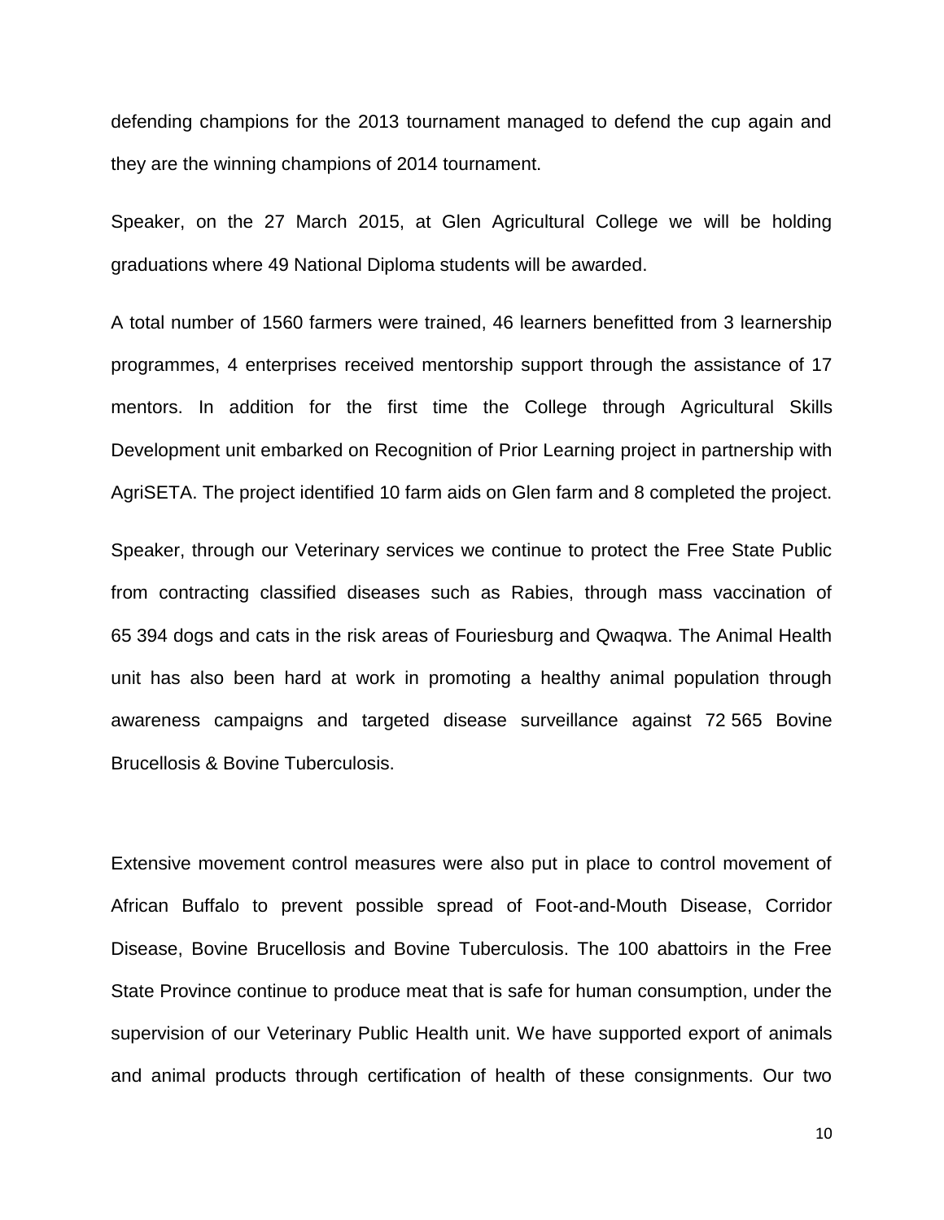defending champions for the 2013 tournament managed to defend the cup again and they are the winning champions of 2014 tournament.

Speaker, on the 27 March 2015, at Glen Agricultural College we will be holding graduations where 49 National Diploma students will be awarded.

A total number of 1560 farmers were trained, 46 learners benefitted from 3 learnership programmes, 4 enterprises received mentorship support through the assistance of 17 mentors. In addition for the first time the College through Agricultural Skills Development unit embarked on Recognition of Prior Learning project in partnership with AgriSETA. The project identified 10 farm aids on Glen farm and 8 completed the project.

Speaker, through our Veterinary services we continue to protect the Free State Public from contracting classified diseases such as Rabies, through mass vaccination of 65 394 dogs and cats in the risk areas of Fouriesburg and Qwaqwa. The Animal Health unit has also been hard at work in promoting a healthy animal population through awareness campaigns and targeted disease surveillance against 72 565 Bovine Brucellosis & Bovine Tuberculosis.

Extensive movement control measures were also put in place to control movement of African Buffalo to prevent possible spread of Foot-and-Mouth Disease, Corridor Disease, Bovine Brucellosis and Bovine Tuberculosis. The 100 abattoirs in the Free State Province continue to produce meat that is safe for human consumption, under the supervision of our Veterinary Public Health unit. We have supported export of animals and animal products through certification of health of these consignments. Our two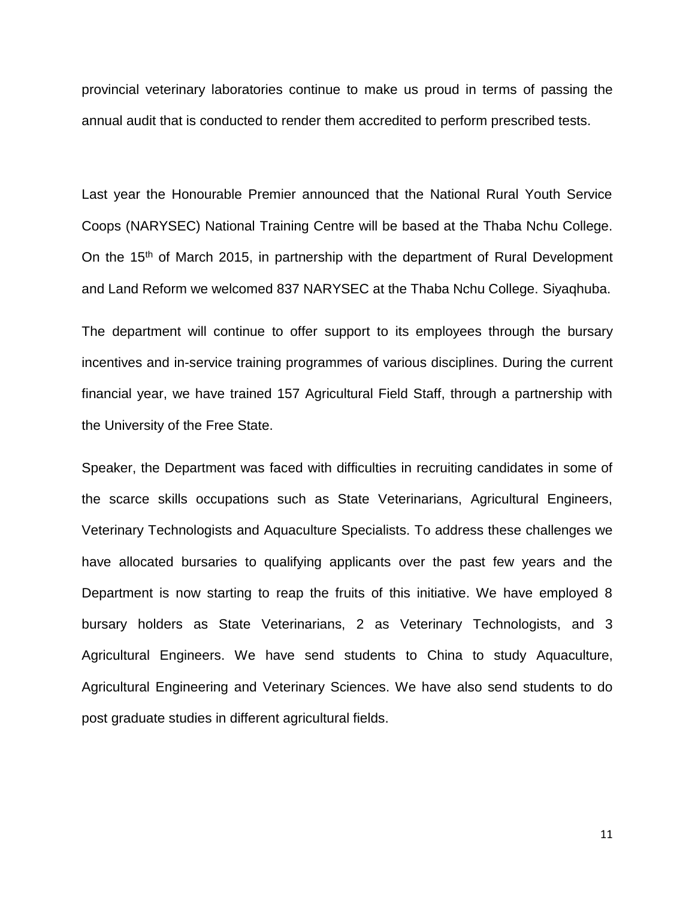provincial veterinary laboratories continue to make us proud in terms of passing the annual audit that is conducted to render them accredited to perform prescribed tests.

Last year the Honourable Premier announced that the National Rural Youth Service Coops (NARYSEC) National Training Centre will be based at the Thaba Nchu College. On the 15th of March 2015, in partnership with the department of Rural Development and Land Reform we welcomed 837 NARYSEC at the Thaba Nchu College. Siyaqhuba.

The department will continue to offer support to its employees through the bursary incentives and in-service training programmes of various disciplines. During the current financial year, we have trained 157 Agricultural Field Staff, through a partnership with the University of the Free State.

Speaker, the Department was faced with difficulties in recruiting candidates in some of the scarce skills occupations such as State Veterinarians, Agricultural Engineers, Veterinary Technologists and Aquaculture Specialists. To address these challenges we have allocated bursaries to qualifying applicants over the past few years and the Department is now starting to reap the fruits of this initiative. We have employed 8 bursary holders as State Veterinarians, 2 as Veterinary Technologists, and 3 Agricultural Engineers. We have send students to China to study Aquaculture, Agricultural Engineering and Veterinary Sciences. We have also send students to do post graduate studies in different agricultural fields.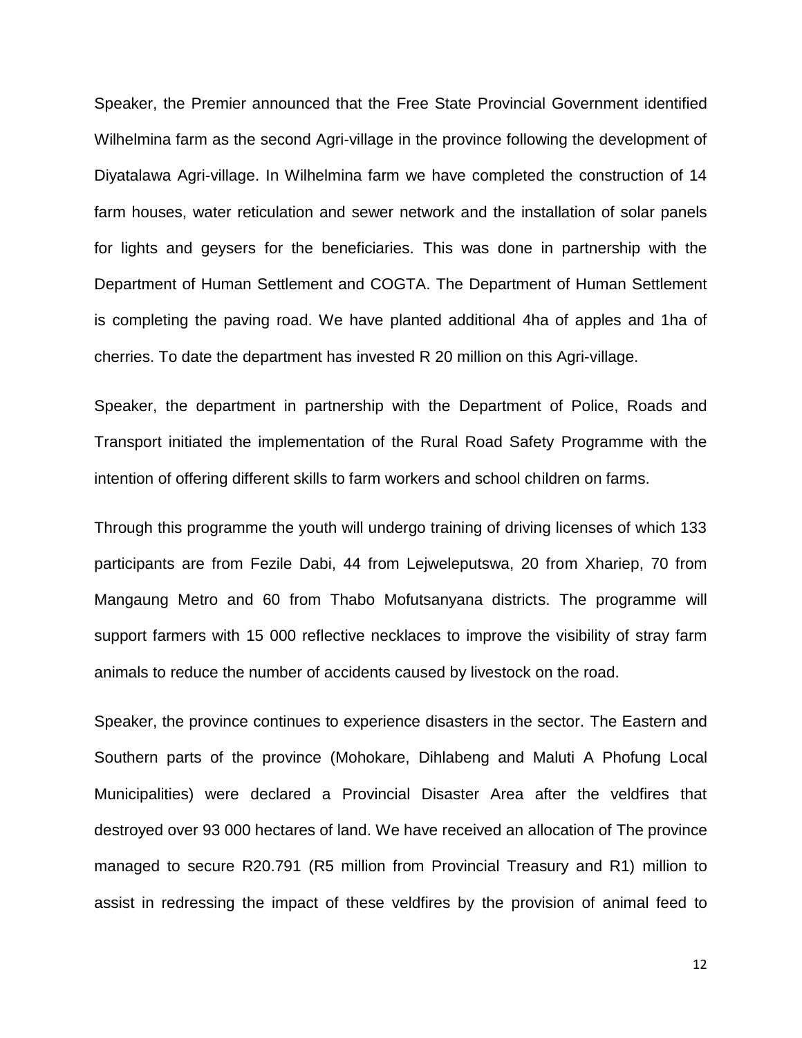Speaker, the Premier announced that the Free State Provincial Government identified Wilhelmina farm as the second Agri-village in the province following the development of Diyatalawa Agri-village. In Wilhelmina farm we have completed the construction of 14 farm houses, water reticulation and sewer network and the installation of solar panels for lights and geysers for the beneficiaries. This was done in partnership with the Department of Human Settlement and COGTA. The Department of Human Settlement is completing the paving road. We have planted additional 4ha of apples and 1ha of cherries. To date the department has invested R 20 million on this Agri-village.

Speaker, the department in partnership with the Department of Police, Roads and Transport initiated the implementation of the Rural Road Safety Programme with the intention of offering different skills to farm workers and school children on farms.

Through this programme the youth will undergo training of driving licenses of which 133 participants are from Fezile Dabi, 44 from Lejweleputswa, 20 from Xhariep, 70 from Mangaung Metro and 60 from Thabo Mofutsanyana districts. The programme will support farmers with 15 000 reflective necklaces to improve the visibility of stray farm animals to reduce the number of accidents caused by livestock on the road.

Speaker, the province continues to experience disasters in the sector. The Eastern and Southern parts of the province (Mohokare, Dihlabeng and Maluti A Phofung Local Municipalities) were declared a Provincial Disaster Area after the veldfires that destroyed over 93 000 hectares of land. We have received an allocation of The province managed to secure R20.791 (R5 million from Provincial Treasury and R1) million to assist in redressing the impact of these veldfires by the provision of animal feed to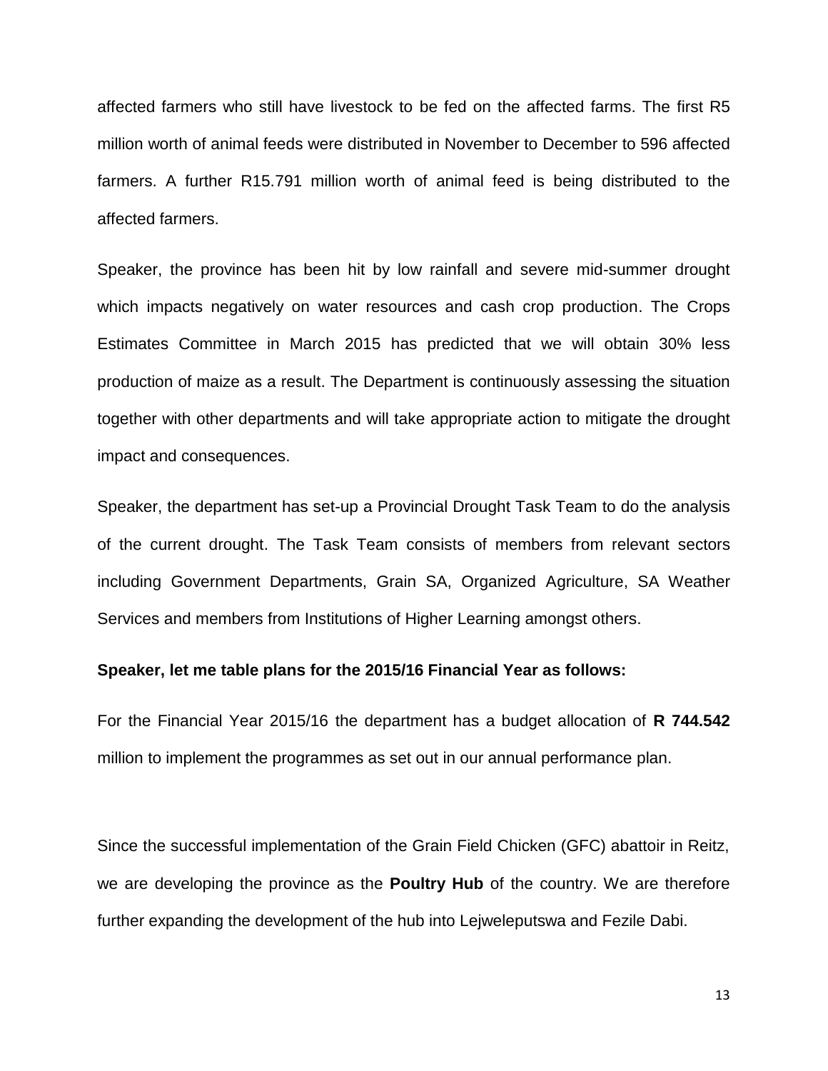affected farmers who still have livestock to be fed on the affected farms. The first R5 million worth of animal feeds were distributed in November to December to 596 affected farmers. A further R15.791 million worth of animal feed is being distributed to the affected farmers.

Speaker, the province has been hit by low rainfall and severe mid-summer drought which impacts negatively on water resources and cash crop production. The Crops Estimates Committee in March 2015 has predicted that we will obtain 30% less production of maize as a result. The Department is continuously assessing the situation together with other departments and will take appropriate action to mitigate the drought impact and consequences.

Speaker, the department has set-up a Provincial Drought Task Team to do the analysis of the current drought. The Task Team consists of members from relevant sectors including Government Departments, Grain SA, Organized Agriculture, SA Weather Services and members from Institutions of Higher Learning amongst others.

**Speaker, let me table plans for the 2015/16 Financial Year as follows:**

For the Financial Year 2015/16 the department has a budget allocation of **R 744.542** million to implement the programmes as set out in our annual performance plan.

Since the successful implementation of the Grain Field Chicken (GFC) abattoir in Reitz, we are developing the province as the **Poultry Hub** of the country. We are therefore further expanding the development of the hub into Lejweleputswa and Fezile Dabi.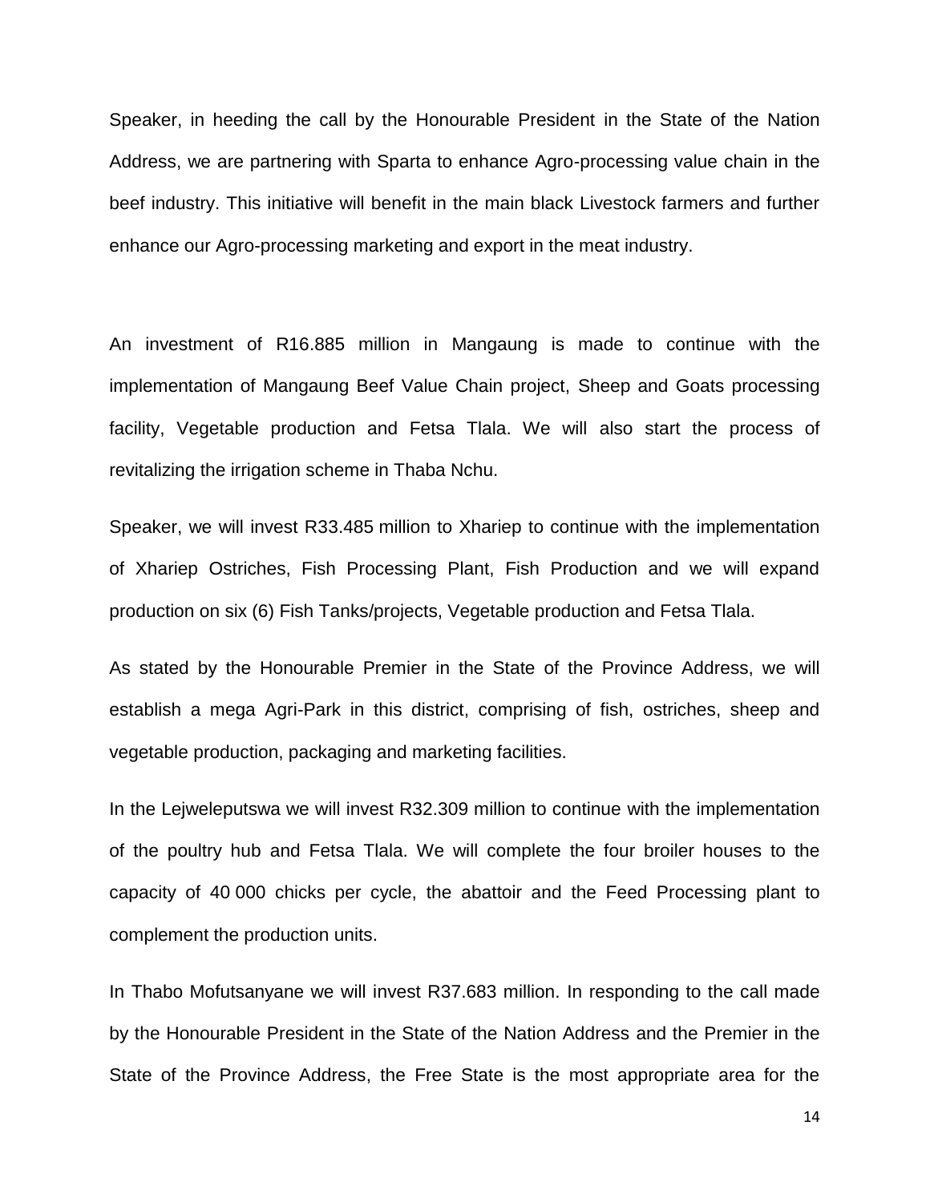Speaker, in heeding the call by the Honourable President in the State of the Nation Address, we are partnering with Sparta to enhance Agro-processing value chain in the beef industry. This initiative will benefit in the main black Livestock farmers and further enhance our Agro-processing marketing and export in the meat industry.

An investment of R16.885 million in Mangaung is made to continue with the implementation of Mangaung Beef Value Chain project, Sheep and Goats processing facility, Vegetable production and Fetsa Tlala. We will also start the process of revitalizing the irrigation scheme in Thaba Nchu.

Speaker, we will invest R33.485 million to Xhariep to continue with the implementation of Xhariep Ostriches, Fish Processing Plant, Fish Production and we will expand production on six (6) Fish Tanks/projects, Vegetable production and Fetsa Tlala.

As stated by the Honourable Premier in the State of the Province Address, we will establish a mega Agri-Park in this district, comprising of fish, ostriches, sheep and vegetable production, packaging and marketing facilities.

In the Lejweleputswa we will invest R32.309 million to continue with the implementation of the poultry hub and Fetsa Tlala. We will complete the four broiler houses to the capacity of 40 000 chicks per cycle, the abattoir and the Feed Processing plant to complement the production units.

In Thabo Mofutsanyane we will invest R37.683 million. In responding to the call made by the Honourable President in the State of the Nation Address and the Premier in the State of the Province Address, the Free State is the most appropriate area for the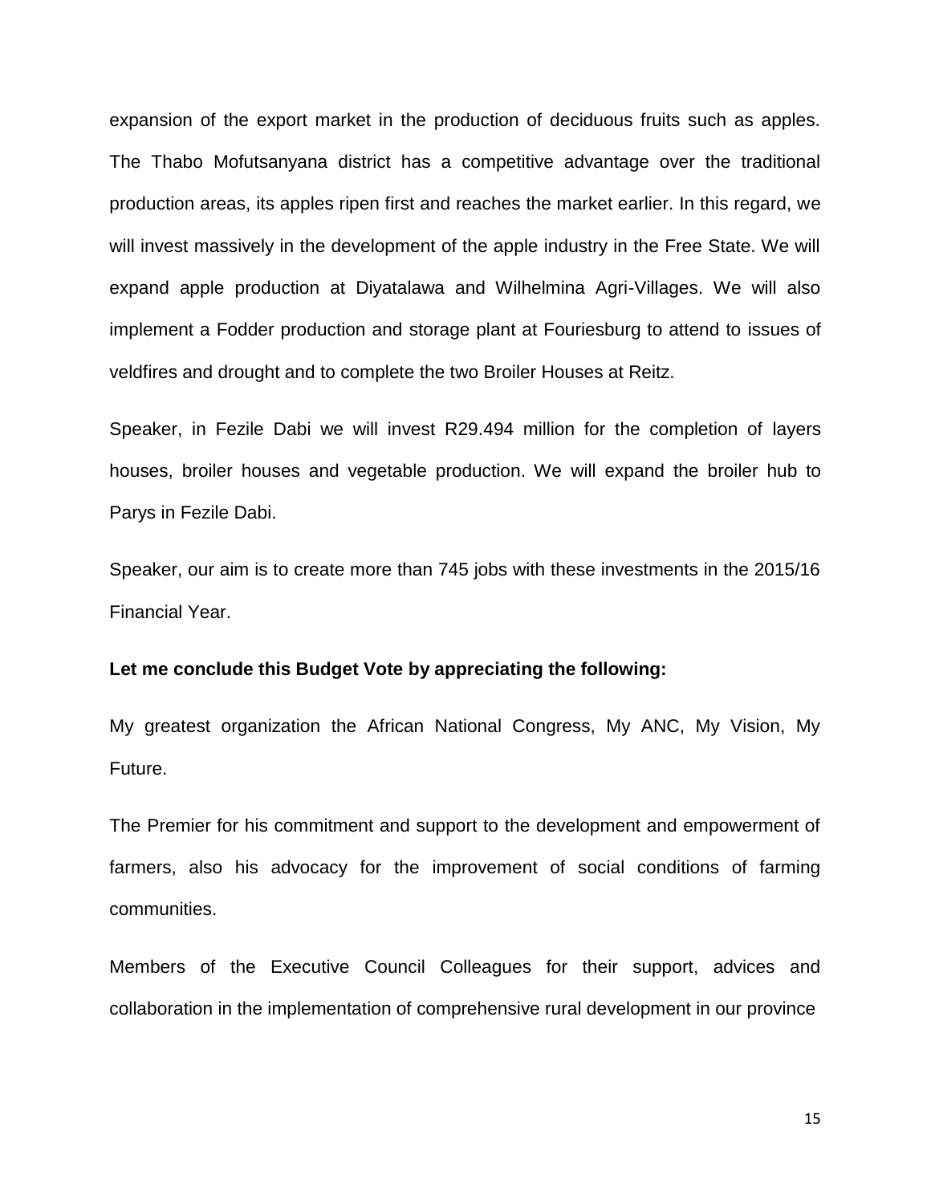expansion of the export market in the production of deciduous fruits such as apples. The Thabo Mofutsanyana district has a competitive advantage over the traditional production areas, its apples ripen first and reaches the market earlier. In this regard, we will invest massively in the development of the apple industry in the Free State. We will expand apple production at Diyatalawa and Wilhelmina Agri-Villages. We will also implement a Fodder production and storage plant at Fouriesburg to attend to issues of veldfires and drought and to complete the two Broiler Houses at Reitz.

Speaker, in Fezile Dabi we will invest R29.494 million for the completion of layers houses, broiler houses and vegetable production. We will expand the broiler hub to Parys in Fezile Dabi.

Speaker, our aim is to create more than 745 jobs with these investments in the 2015/16 Financial Year.

**Let me conclude this Budget Vote by appreciating the following:**

My greatest organization the African National Congress, My ANC, My Vision, My Future.

The Premier for his commitment and support to the development and empowerment of farmers, also his advocacy for the improvement of social conditions of farming communities.

Members of the Executive Council Colleagues for their support, advices and collaboration in the implementation of comprehensive rural development in our province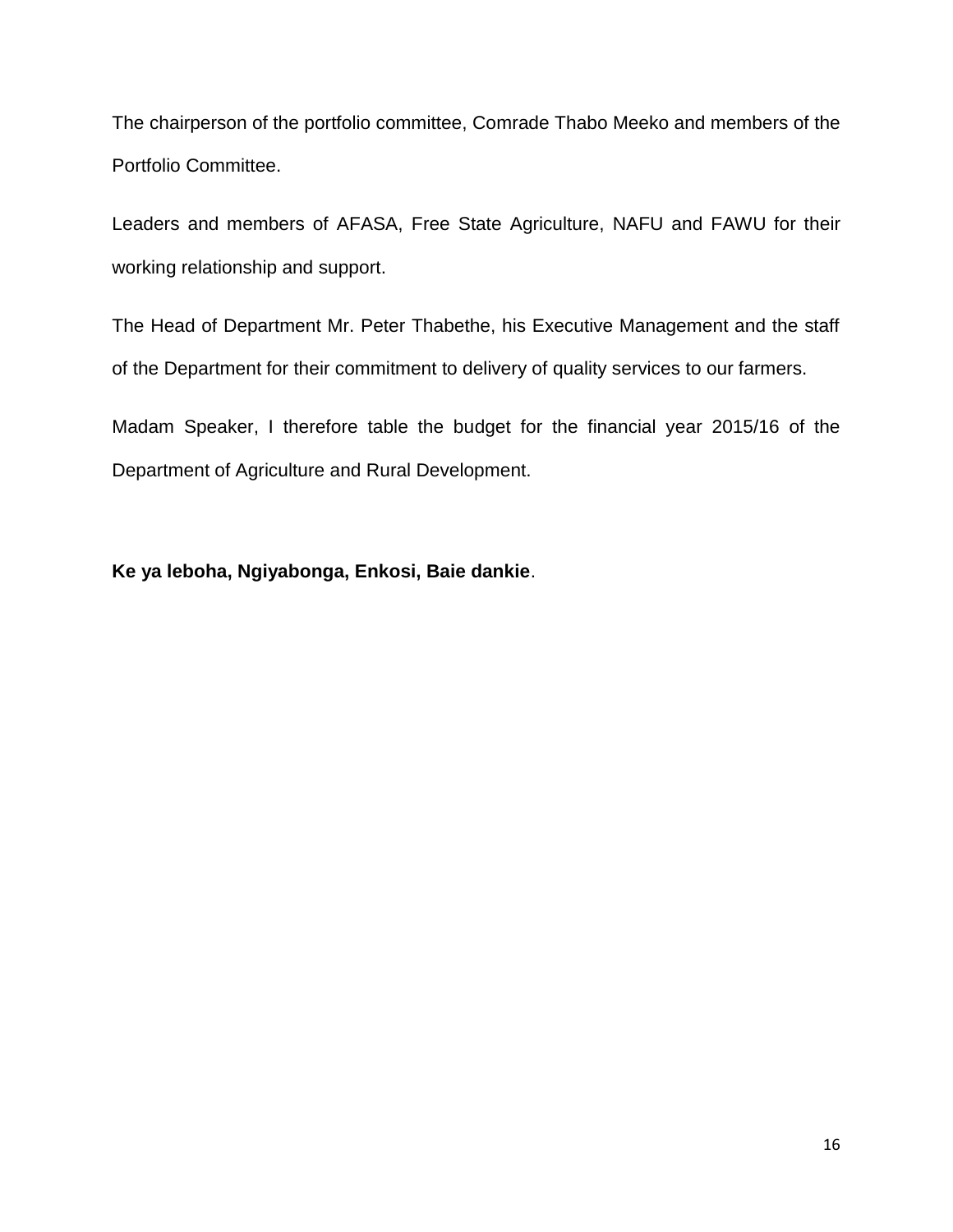The chairperson of the portfolio committee, Comrade Thabo Meeko and members of the Portfolio Committee.

Leaders and members of AFASA, Free State Agriculture, NAFU and FAWU for their working relationship and support.

The Head of Department Mr. Peter Thabethe, his Executive Management and the staff of the Department for their commitment to delivery of quality services to our farmers.

Madam Speaker, I therefore table the budget for the financial year 2015/16 of the Department of Agriculture and Rural Development.

**Ke ya leboha, Ngiyabonga, Enkosi, Baie dankie**.